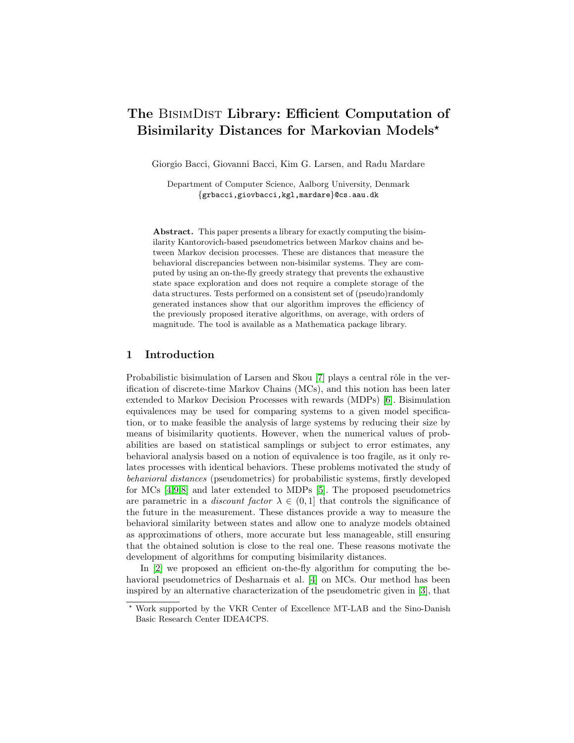# The BisimDist Library: Efficient Computation of Bisimilarity Distances for Markovian Models*

Giorgio Bacci, Giovanni Bacci, Kim G. Larsen, and Radu Mardare

Department of Computer Science, Aalborg University, Denmark
{grbacci,giovbacci,kgl,mardare}@cs.aau.dk

**Abstract.** This paper presents a library for exactly computing the bisimilarity Kantorovich-based pseudometrics between Markov chains and between Markov decision processes. These are distances that measure the behavioral discrepancies between non-bisimilar systems. They are computed by using an on-the-fly greedy strategy that prevents the exhaustive state space exploration and does not require a complete storage of the data structures. Tests performed on a consistent set of (pseudo)randomly generated instances show that our algorithm improves the efficiency of the previously proposed iterative algorithms, on average, with orders of magnitude. The tool is available as a Mathematica package library.

## 1 Introduction

Probabilistic bisimulation of Larsen and Skou [7] plays a central rôle in the verification of discrete-time Markov Chains (MCs), and this notion has been later extended to Markov Decision Processes with rewards (MDPs) [6]. Bisimulation equivalences may be used for comparing systems to a given model specification, or to make feasible the analysis of large systems by reducing their size by means of bisimilarity quotients. However, when the numerical values of probabilities are based on statistical samplings or subject to error estimates, any behavioral analysis based on a notion of equivalence is too fragile, as it only relates processes with identical behaviors. These problems motivated the study of *behavioral distances* (pseudometrics) for probabilistic systems, firstly developed for MCs [4,9,8] and later extended to MDPs [5]. The proposed pseudometrics are parametric in a *discount factor* $\lambda \in (0, 1]$ that controls the significance of the future in the measurement. These distances provide a way to measure the behavioral similarity between states and allow one to analyze models obtained as approximations of others, more accurate but less manageable, still ensuring that the obtained solution is close to the real one. These reasons motivate the development of algorithms for computing bisimilarity distances.

In [2] we proposed an efficient on-the-fly algorithm for computing the behavioral pseudometrics of Desharnais et al. [4] on MCs. Our method has been inspired by an alternative characterization of the pseudometric given in [3], that

* Work supported by the VKR Center of Excellence MT-LAB and the Sino-Danish Basic Research Center IDEA4CPS.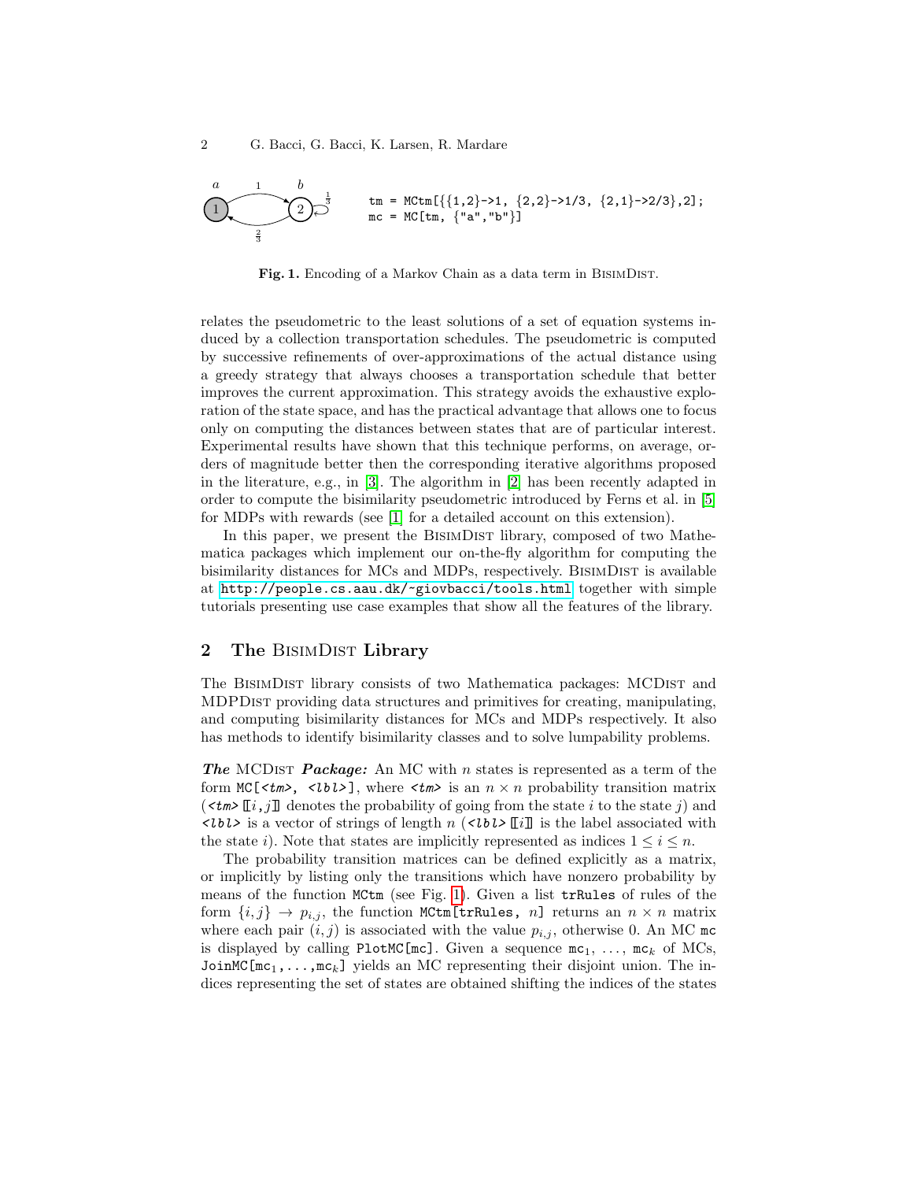```
tm = MCtm[{{1,2}->1, {2,2}->1/3, {2,1}->2/3},2];
mc = MC[tm, {"a","b"}]
```

**Fig. 1.** Encoding of a Markov Chain as a data term in BisimDist.

relates the pseudometric to the least solutions of a set of equation systems induced by a collection transportation schedules. The pseudometric is computed by successive refinements of over-approximations of the actual distance using a greedy strategy that always chooses a transportation schedule that better improves the current approximation. This strategy avoids the exhaustive exploration of the state space, and has the practical advantage that allows one to focus only on computing the distances between states that are of particular interest. Experimental results have shown that this technique performs, on average, orders of magnitude better then the corresponding iterative algorithms proposed in the literature, e.g., in [3]. The algorithm in [2] has been recently adapted in order to compute the bisimilarity pseudometric introduced by Ferns et al. in [5] for MDPs with rewards (see [1] for a detailed account on this extension).

In this paper, we present the BisimDist library, composed of two Mathematica packages which implement our on-the-fly algorithm for computing the bisimilarity distances for MCs and MDPs, respectively. BisimDist is available at http://people.cs.aau.dk/~giovbacci/tools.html together with simple tutorials presenting use case examples that show all the features of the library.

## 2 The BisimDist Library

The BisimDist library consists of two Mathematica packages: MCDist and MDPDist providing data structures and primitives for creating, manipulating, and computing bisimilarity distances for MCs and MDPs respectively. It also has methods to identify bisimilarity classes and to solve lumpability problems.

***The* MCDist *Package:*** An MC with $n$ states is represented as a term of the form `MC[<tm>, <lbl>]`, where `<tm>` is an $n \times n$ probability transition matrix (`<tm>`⟦$i,j$⟧ denotes the probability of going from the state $i$ to the state $j$) and `<lbl>` is a vector of strings of length $n$ (`<lbl>`⟦$i$⟧ is the label associated with the state $i$). Note that states are implicitly represented as indices $1 \leq i \leq n$.

The probability transition matrices can be defined explicitly as a matrix, or implicitly by listing only the transitions which have nonzero probability by means of the function `MCtm` (see Fig. 1). Given a list `trRules` of rules of the form $\{i,j\} \to p_{i,j}$, the function `MCtm[trRules, n]` returns an $n \times n$ matrix where each pair $(i,j)$ is associated with the value $p_{i,j}$, otherwise 0. An MC `mc` is displayed by calling `PlotMC[mc]`. Given a sequence $\texttt{mc}_1, \ldots, \texttt{mc}_k$ of MCs, $\texttt{JoinMC[mc}_1\texttt{,...,mc}_k\texttt{]}$ yields an MC representing their disjoint union. The indices representing the set of states are obtained shifting the indices of the states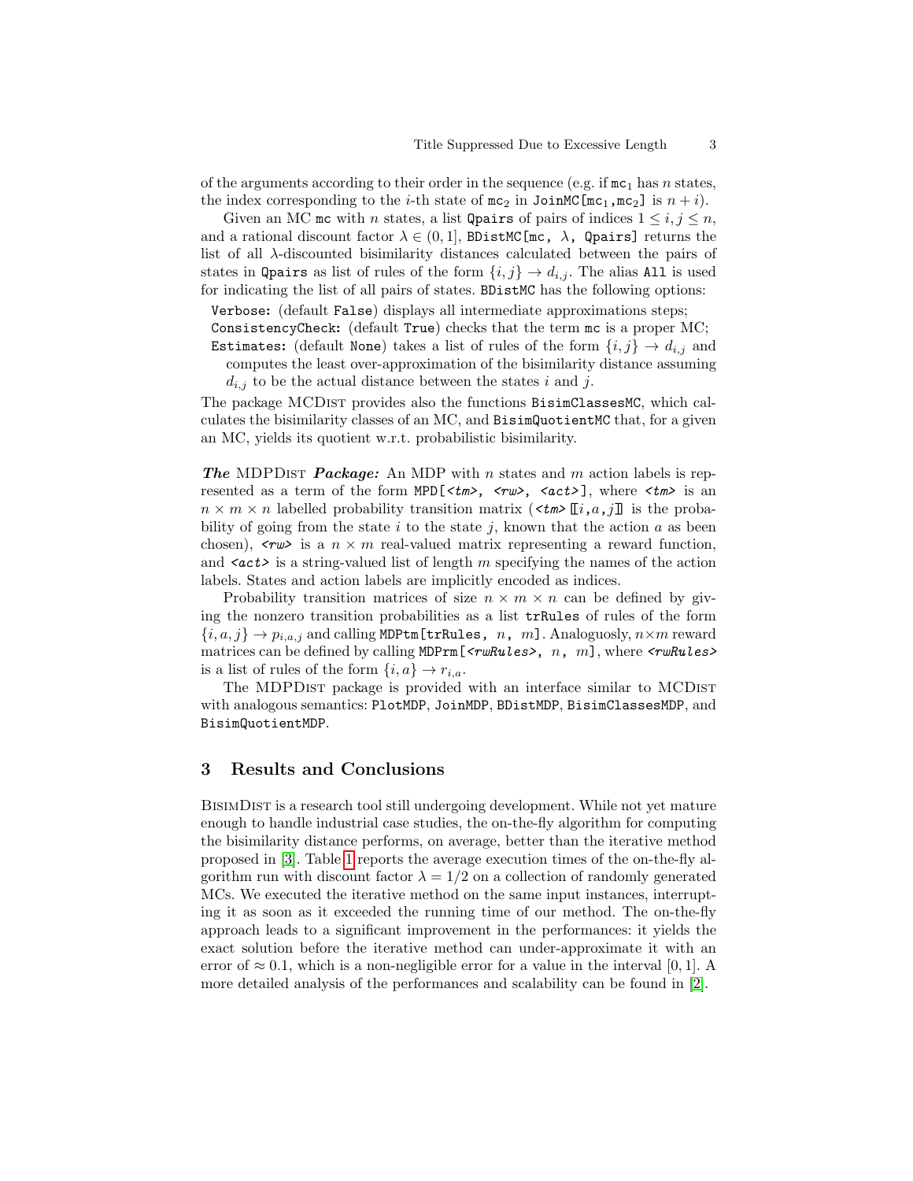of the arguments according to their order in the sequence (e.g. if `mc`$_1$ has $n$ states, the index corresponding to the $i$-th state of `mc`$_2$ in `JoinMC[mc`$_1$`,mc`$_2$`]` is $n+i$).

Given an MC `mc` with $n$ states, a list `Qpairs` of pairs of indices $1 \leq i, j \leq n$, and a rational discount factor $\lambda \in (0, 1]$, `BDistMC[mc, ` $\lambda$`, Qpairs]` returns the list of all $\lambda$-discounted bisimilarity distances calculated between the pairs of states in `Qpairs` as list of rules of the form $\{i, j\} \to d_{i,j}$. The alias `All` is used for indicating the list of all pairs of states. `BDistMC` has the following options:

- `Verbose`: (default `False`) displays all intermediate approximations steps;
- `ConsistencyCheck`: (default `True`) checks that the term `mc` is a proper MC;
- `Estimates`: (default `None`) takes a list of rules of the form $\{i, j\} \to d_{i,j}$ and computes the least over-approximation of the bisimilarity distance assuming $d_{i,j}$ to be the actual distance between the states $i$ and $j$.

The package MCDist provides also the functions `BisimClassesMC`, which calculates the bisimilarity classes of an MC, and `BisimQuotientMC` that, for a given an MC, yields its quotient w.r.t. probabilistic bisimilarity.

***The* MDPDist *Package:*** An MDP with $n$ states and $m$ action labels is represented as a term of the form `MPD[<tm>, <rw>, <act>]`, where `<tm>` is an $n \times m \times n$ labelled probability transition matrix (`<tm>`$[\![i,a,j]\!]$ is the probability of going from the state $i$ to the state $j$, known that the action $a$ as been chosen), `<rw>` is a $n \times m$ real-valued matrix representing a reward function, and `<act>` is a string-valued list of length $m$ specifying the names of the action labels. States and action labels are implicitly encoded as indices.

Probability transition matrices of size $n \times m \times n$ can be defined by giving the nonzero transition probabilities as a list `trRules` of rules of the form $\{i, a, j\} \to p_{i,a,j}$ and calling `MDPtm[trRules, ` $n$`, ` $m$`]`. Analoguosly, $n \times m$ reward matrices can be defined by calling `MDPrm[<rwRules>, ` $n$`, ` $m$`]`, where `<rwRules>` is a list of rules of the form $\{i, a\} \to r_{i,a}$.

The MDPDist package is provided with an interface similar to MCDist with analogous semantics: `PlotMDP`, `JoinMDP`, `BDistMDP`, `BisimClassesMDP`, and `BisimQuotientMDP`.

## 3 Results and Conclusions

BisimDist is a research tool still undergoing development. While not yet mature enough to handle industrial case studies, the on-the-fly algorithm for computing the bisimilarity distance performs, on average, better than the iterative method proposed in [3]. Table 1 reports the average execution times of the on-the-fly algorithm run with discount factor $\lambda = 1/2$ on a collection of randomly generated MCs. We executed the iterative method on the same input instances, interrupting it as soon as it exceeded the running time of our method. The on-the-fly approach leads to a significant improvement in the performances: it yields the exact solution before the iterative method can under-approximate it with an error of $\approx 0.1$, which is a non-negligible error for a value in the interval $[0, 1]$. A more detailed analysis of the performances and scalability can be found in [2].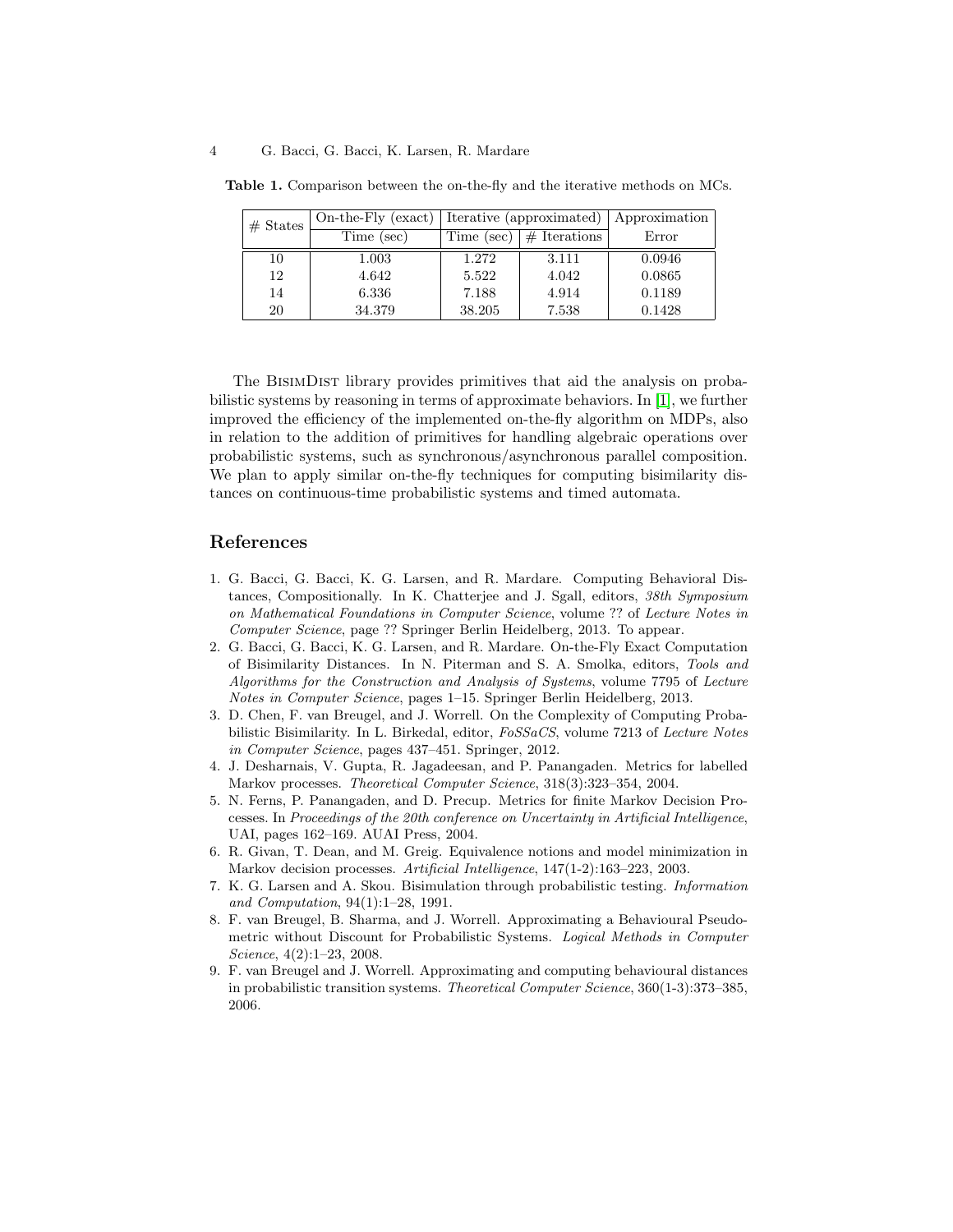**Table 1.** Comparison between the on-the-fly and the iterative methods on MCs.

| # States | On-the-Fly (exact) | Iterative (approximated) | | Approximation |
|---|---|---|---|---|
| | Time (sec) | Time (sec) | # Iterations | Error |
| 10 | 1.003 | 1.272 | 3.111 | 0.0946 |
| 12 | 4.642 | 5.522 | 4.042 | 0.0865 |
| 14 | 6.336 | 7.188 | 4.914 | 0.1189 |
| 20 | 34.379 | 38.205 | 7.538 | 0.1428 |

The BisimDist library provides primitives that aid the analysis on probabilistic systems by reasoning in terms of approximate behaviors. In [1], we further improved the efficiency of the implemented on-the-fly algorithm on MDPs, also in relation to the addition of primitives for handling algebraic operations over probabilistic systems, such as synchronous/asynchronous parallel composition. We plan to apply similar on-the-fly techniques for computing bisimilarity distances on continuous-time probabilistic systems and timed automata.

## References

1. G. Bacci, G. Bacci, K. G. Larsen, and R. Mardare. Computing Behavioral Distances, Compositionally. In K. Chatterjee and J. Sgall, editors, *38th Symposium on Mathematical Foundations in Computer Science*, volume ?? of *Lecture Notes in Computer Science*, page ?? Springer Berlin Heidelberg, 2013. To appear.
2. G. Bacci, G. Bacci, K. G. Larsen, and R. Mardare. On-the-Fly Exact Computation of Bisimilarity Distances. In N. Piterman and S. A. Smolka, editors, *Tools and Algorithms for the Construction and Analysis of Systems*, volume 7795 of *Lecture Notes in Computer Science*, pages 1–15. Springer Berlin Heidelberg, 2013.
3. D. Chen, F. van Breugel, and J. Worrell. On the Complexity of Computing Probabilistic Bisimilarity. In L. Birkedal, editor, *FoSSaCS*, volume 7213 of *Lecture Notes in Computer Science*, pages 437–451. Springer, 2012.
4. J. Desharnais, V. Gupta, R. Jagadeesan, and P. Panangaden. Metrics for labelled Markov processes. *Theoretical Computer Science*, 318(3):323–354, 2004.
5. N. Ferns, P. Panangaden, and D. Precup. Metrics for finite Markov Decision Processes. In *Proceedings of the 20th conference on Uncertainty in Artificial Intelligence*, UAI, pages 162–169. AUAI Press, 2004.
6. R. Givan, T. Dean, and M. Greig. Equivalence notions and model minimization in Markov decision processes. *Artificial Intelligence*, 147(1-2):163–223, 2003.
7. K. G. Larsen and A. Skou. Bisimulation through probabilistic testing. *Information and Computation*, 94(1):1–28, 1991.
8. F. van Breugel, B. Sharma, and J. Worrell. Approximating a Behavioural Pseudometric without Discount for Probabilistic Systems. *Logical Methods in Computer Science*, 4(2):1–23, 2008.
9. F. van Breugel and J. Worrell. Approximating and computing behavioural distances in probabilistic transition systems. *Theoretical Computer Science*, 360(1-3):373–385, 2006.